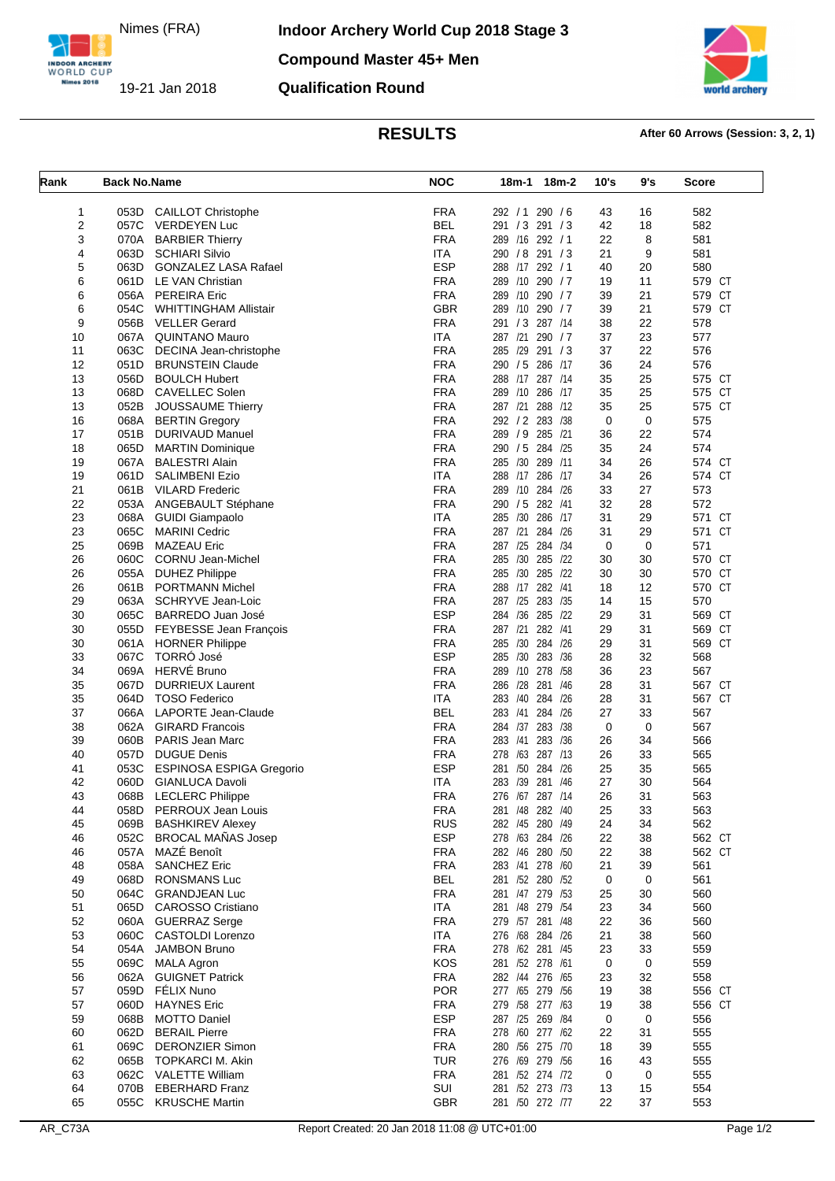Nimes (FRA)

19-21 Jan 2018

# Indoor Archery World Cup 2018 Stage 3

## Compound Master 45+ Men

## Qualification Round

### RESULTS

**After 60 Arrows (Session: 3, 2, 1)**

| Rank | Back No. | Name | NOC | 18m-1 | 18m-2 | 10's | 9's | Score |
|---|---|---|---|---|---|---|---|---|
| 1 | 053D | CAILLOT Christophe | FRA | 292 / 1 | 290 / 6 | 43 | 16 | 582 |
| 2 | 057C | VERDEYEN Luc | BEL | 291 / 3 | 291 / 3 | 42 | 18 | 582 |
| 3 | 070A | BARBIER Thierry | FRA | 289 /16 | 292 / 1 | 22 | 8 | 581 |
| 4 | 063D | SCHIARI Silvio | ITA | 290 / 8 | 291 / 3 | 21 | 9 | 581 |
| 5 | 063D | GONZALEZ LASA Rafael | ESP | 288 /17 | 292 / 1 | 40 | 20 | 580 |
| 6 | 061D | LE VAN Christian | FRA | 289 /10 | 290 / 7 | 19 | 11 | 579 CT |
| 6 | 056A | PEREIRA Eric | FRA | 289 /10 | 290 / 7 | 39 | 21 | 579 CT |
| 6 | 054C | WHITTINGHAM Allistair | GBR | 289 /10 | 290 / 7 | 39 | 21 | 579 CT |
| 9 | 056B | VELLER Gerard | FRA | 291 / 3 | 287 /14 | 38 | 22 | 578 |
| 10 | 067A | QUINTANO Mauro | ITA | 287 /21 | 290 / 7 | 37 | 23 | 577 |
| 11 | 063C | DECINA Jean-christophe | FRA | 285 /29 | 291 / 3 | 37 | 22 | 576 |
| 12 | 051D | BRUNSTEIN Claude | FRA | 290 / 5 | 286 /17 | 36 | 24 | 576 |
| 13 | 056D | BOULCH Hubert | FRA | 288 /17 | 287 /14 | 35 | 25 | 575 CT |
| 13 | 068D | CAVELLEC Solen | FRA | 289 /10 | 286 /17 | 35 | 25 | 575 CT |
| 13 | 052B | JOUSSAUME Thierry | FRA | 287 /21 | 288 /12 | 35 | 25 | 575 CT |
| 16 | 068A | BERTIN Gregory | FRA | 292 / 2 | 283 /38 | 0 | 0 | 575 |
| 17 | 051B | DURIVAUD Manuel | FRA | 289 / 9 | 285 /21 | 36 | 22 | 574 |
| 18 | 065D | MARTIN Dominique | FRA | 290 / 5 | 284 /25 | 35 | 24 | 574 |
| 19 | 067A | BALESTRI Alain | FRA | 285 /30 | 289 /11 | 34 | 26 | 574 CT |
| 19 | 061D | SALIMBENI Ezio | ITA | 288 /17 | 286 /17 | 34 | 26 | 574 CT |
| 21 | 061B | VILARD Frederic | FRA | 289 /10 | 284 /26 | 33 | 27 | 573 |
| 22 | 053A | ANGEBAULT Stéphane | FRA | 290 / 5 | 282 /41 | 32 | 28 | 572 |
| 23 | 068A | GUIDI Giampaolo | ITA | 285 /30 | 286 /17 | 31 | 29 | 571 CT |
| 23 | 065C | MARINI Cedric | FRA | 287 /21 | 284 /26 | 31 | 29 | 571 CT |
| 25 | 069B | MAZEAU Eric | FRA | 287 /25 | 284 /34 | 0 | 0 | 571 |
| 26 | 060C | CORNU Jean-Michel | FRA | 285 /30 | 285 /22 | 30 | 30 | 570 CT |
| 26 | 055A | DUHEZ Philippe | FRA | 285 /30 | 285 /22 | 30 | 30 | 570 CT |
| 26 | 061B | PORTMANN Michel | FRA | 288 /17 | 282 /41 | 18 | 12 | 570 CT |
| 29 | 063A | SCHRYVE Jean-Loic | FRA | 287 /25 | 283 /35 | 14 | 15 | 570 |
| 30 | 065C | BARREDO Juan José | ESP | 284 /36 | 285 /22 | 29 | 31 | 569 CT |
| 30 | 055D | FEYBESSE Jean François | FRA | 287 /21 | 282 /41 | 29 | 31 | 569 CT |
| 30 | 061A | HORNER Philippe | FRA | 285 /30 | 284 /26 | 29 | 31 | 569 CT |
| 33 | 067C | TORRÓ José | ESP | 285 /30 | 283 /36 | 28 | 32 | 568 |
| 34 | 069A | HERVÉ Bruno | FRA | 289 /10 | 278 /58 | 36 | 23 | 567 |
| 35 | 067D | DURRIEUX Laurent | FRA | 286 /28 | 281 /46 | 28 | 31 | 567 CT |
| 35 | 064D | TOSO Federico | ITA | 283 /40 | 284 /26 | 28 | 31 | 567 CT |
| 37 | 066A | LAPORTE Jean-Claude | BEL | 283 /41 | 284 /26 | 27 | 33 | 567 |
| 38 | 062A | GIRARD Francois | FRA | 284 /37 | 283 /38 | 0 | 0 | 567 |
| 39 | 060B | PARIS Jean Marc | FRA | 283 /41 | 283 /36 | 26 | 34 | 566 |
| 40 | 057D | DUGUE Denis | FRA | 278 /63 | 287 /13 | 26 | 33 | 565 |
| 41 | 053C | ESPINOSA ESPIGA Gregorio | ESP | 281 /50 | 284 /26 | 25 | 35 | 565 |
| 42 | 060D | GIANLUCA Davoli | ITA | 283 /39 | 281 /46 | 27 | 30 | 564 |
| 43 | 068B | LECLERC Philippe | FRA | 276 /67 | 287 /14 | 26 | 31 | 563 |
| 44 | 058D | PERROUX Jean Louis | FRA | 281 /48 | 282 /40 | 25 | 33 | 563 |
| 45 | 069B | BASHKIREV Alexey | RUS | 282 /45 | 280 /49 | 24 | 34 | 562 |
| 46 | 052C | BROCAL MAÑAS Josep | ESP | 278 /63 | 284 /26 | 22 | 38 | 562 CT |
| 46 | 057A | MAZÉ Benoît | FRA | 282 /46 | 280 /50 | 22 | 38 | 562 CT |
| 48 | 058A | SANCHEZ Eric | FRA | 283 /41 | 278 /60 | 21 | 39 | 561 |
| 49 | 068D | RONSMANS Luc | BEL | 281 /52 | 280 /52 | 0 | 0 | 561 |
| 50 | 064C | GRANDJEAN Luc | FRA | 281 /47 | 279 /53 | 25 | 30 | 560 |
| 51 | 065D | CAROSSO Cristiano | ITA | 281 /48 | 279 /54 | 23 | 34 | 560 |
| 52 | 060A | GUERRAZ Serge | FRA | 279 /57 | 281 /48 | 22 | 36 | 560 |
| 53 | 060C | CASTOLDI Lorenzo | ITA | 276 /68 | 284 /26 | 21 | 38 | 560 |
| 54 | 054A | JAMBON Bruno | FRA | 278 /62 | 281 /45 | 23 | 33 | 559 |
| 55 | 069C | MALA Agron | KOS | 281 /52 | 278 /61 | 0 | 0 | 559 |
| 56 | 062A | GUIGNET Patrick | FRA | 282 /44 | 276 /65 | 23 | 32 | 558 |
| 57 | 059D | FÉLIX Nuno | POR | 277 /65 | 279 /56 | 19 | 38 | 556 CT |
| 57 | 060D | HAYNES Eric | FRA | 279 /58 | 277 /63 | 19 | 38 | 556 CT |
| 59 | 068B | MOTTO Daniel | ESP | 287 /25 | 269 /84 | 0 | 0 | 556 |
| 60 | 062D | BERAIL Pierre | FRA | 278 /60 | 277 /62 | 22 | 31 | 555 |
| 61 | 069C | DERONZIER Simon | FRA | 280 /56 | 275 /70 | 18 | 39 | 555 |
| 62 | 065B | TOPKARCI M. Akin | TUR | 276 /69 | 279 /56 | 16 | 43 | 555 |
| 63 | 062C | VALETTE William | FRA | 281 /52 | 274 /72 | 0 | 0 | 555 |
| 64 | 070B | EBERHARD Franz | SUI | 281 /52 | 273 /73 | 13 | 15 | 554 |
| 65 | 055C | KRUSCHE Martin | GBR | 281 /50 | 272 /77 | 22 | 37 | 553 |

AR_C73A — Report Created: 20 Jan 2018 11:08 @ UTC+01:00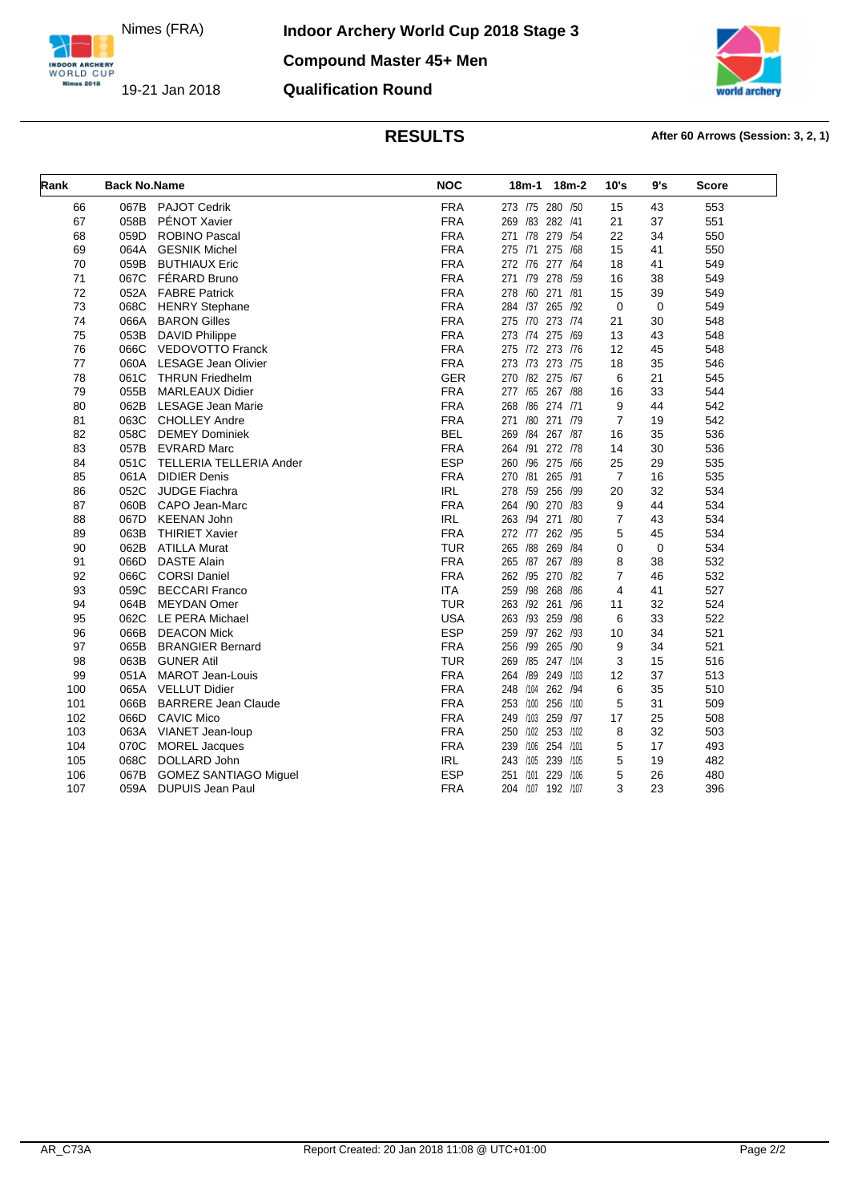Nimes (FRA)

19-21 Jan 2018

# Indoor Archery World Cup 2018 Stage 3

## Compound Master 45+ Men

## Qualification Round

### RESULTS

**After 60 Arrows (Session: 3, 2, 1)**

| Rank | Back No. | Name | NOC | 18m-1 | 18m-2 | 10's | 9's | Score |
|---|---|---|---|---|---|---|---|---|
| 66 | 067B | PAJOT Cedrik | FRA | 273 /75 | 280 /50 | 15 | 43 | 553 |
| 67 | 058B | PÉNOT Xavier | FRA | 269 /83 | 282 /41 | 21 | 37 | 551 |
| 68 | 059D | ROBINO Pascal | FRA | 271 /78 | 279 /54 | 22 | 34 | 550 |
| 69 | 064A | GESNIK Michel | FRA | 275 /71 | 275 /68 | 15 | 41 | 550 |
| 70 | 059B | BUTHIAUX Eric | FRA | 272 /76 | 277 /64 | 18 | 41 | 549 |
| 71 | 067C | FÉRARD Bruno | FRA | 271 /79 | 278 /59 | 16 | 38 | 549 |
| 72 | 052A | FABRE Patrick | FRA | 278 /60 | 271 /81 | 15 | 39 | 549 |
| 73 | 068C | HENRY Stephane | FRA | 284 /37 | 265 /92 | 0 | 0 | 549 |
| 74 | 066A | BARON Gilles | FRA | 275 /70 | 273 /74 | 21 | 30 | 548 |
| 75 | 053B | DAVID Philippe | FRA | 273 /74 | 275 /69 | 13 | 43 | 548 |
| 76 | 066C | VEDOVOTTO Franck | FRA | 275 /72 | 273 /76 | 12 | 45 | 548 |
| 77 | 060A | LESAGE Jean Olivier | FRA | 273 /73 | 273 /75 | 18 | 35 | 546 |
| 78 | 061C | THRUN Friedhelm | GER | 270 /82 | 275 /67 | 6 | 21 | 545 |
| 79 | 055B | MARLEAUX Didier | FRA | 277 /65 | 267 /88 | 16 | 33 | 544 |
| 80 | 062B | LESAGE Jean Marie | FRA | 268 /86 | 274 /71 | 9 | 44 | 542 |
| 81 | 063C | CHOLLEY Andre | FRA | 271 /80 | 271 /79 | 7 | 19 | 542 |
| 82 | 058C | DEMEY Dominiek | BEL | 269 /84 | 267 /87 | 16 | 35 | 536 |
| 83 | 057B | EVRARD Marc | FRA | 264 /91 | 272 /78 | 14 | 30 | 536 |
| 84 | 051C | TELLERIA TELLERIA Ander | ESP | 260 /96 | 275 /66 | 25 | 29 | 535 |
| 85 | 061A | DIDIER Denis | FRA | 270 /81 | 265 /91 | 7 | 16 | 535 |
| 86 | 052C | JUDGE Fiachra | IRL | 278 /59 | 256 /99 | 20 | 32 | 534 |
| 87 | 060B | CAPO Jean-Marc | FRA | 264 /90 | 270 /83 | 9 | 44 | 534 |
| 88 | 067D | KEENAN John | IRL | 263 /94 | 271 /80 | 7 | 43 | 534 |
| 89 | 063B | THIRIET Xavier | FRA | 272 /77 | 262 /95 | 5 | 45 | 534 |
| 90 | 062B | ATILLA Murat | TUR | 265 /88 | 269 /84 | 0 | 0 | 534 |
| 91 | 066D | DASTE Alain | FRA | 265 /87 | 267 /89 | 8 | 38 | 532 |
| 92 | 066C | CORSI Daniel | FRA | 262 /95 | 270 /82 | 7 | 46 | 532 |
| 93 | 059C | BECCARI Franco | ITA | 259 /98 | 268 /86 | 4 | 41 | 527 |
| 94 | 064B | MEYDAN Omer | TUR | 263 /92 | 261 /96 | 11 | 32 | 524 |
| 95 | 062C | LE PERA Michael | USA | 263 /93 | 259 /98 | 6 | 33 | 522 |
| 96 | 066B | DEACON Mick | ESP | 259 /97 | 262 /93 | 10 | 34 | 521 |
| 97 | 065B | BRANGIER Bernard | FRA | 256 /99 | 265 /90 | 9 | 34 | 521 |
| 98 | 063B | GUNER Atil | TUR | 269 /85 | 247 /104 | 3 | 15 | 516 |
| 99 | 051A | MAROT Jean-Louis | FRA | 264 /89 | 249 /103 | 12 | 37 | 513 |
| 100 | 065A | VELLUT Didier | FRA | 248 /104 | 262 /94 | 6 | 35 | 510 |
| 101 | 066B | BARRERE Jean Claude | FRA | 253 /100 | 256 /100 | 5 | 31 | 509 |
| 102 | 066D | CAVIC Mico | FRA | 249 /103 | 259 /97 | 17 | 25 | 508 |
| 103 | 063A | VIANET Jean-loup | FRA | 250 /102 | 253 /102 | 8 | 32 | 503 |
| 104 | 070C | MOREL Jacques | FRA | 239 /106 | 254 /101 | 5 | 17 | 493 |
| 105 | 068C | DOLLARD John | IRL | 243 /105 | 239 /105 | 5 | 19 | 482 |
| 106 | 067B | GOMEZ SANTIAGO Miguel | ESP | 251 /101 | 229 /106 | 5 | 26 | 480 |
| 107 | 059A | DUPUIS Jean Paul | FRA | 204 /107 | 192 /107 | 3 | 23 | 396 |

AR_C73A

Report Created: 20 Jan 2018 11:08 @ UTC+01:00